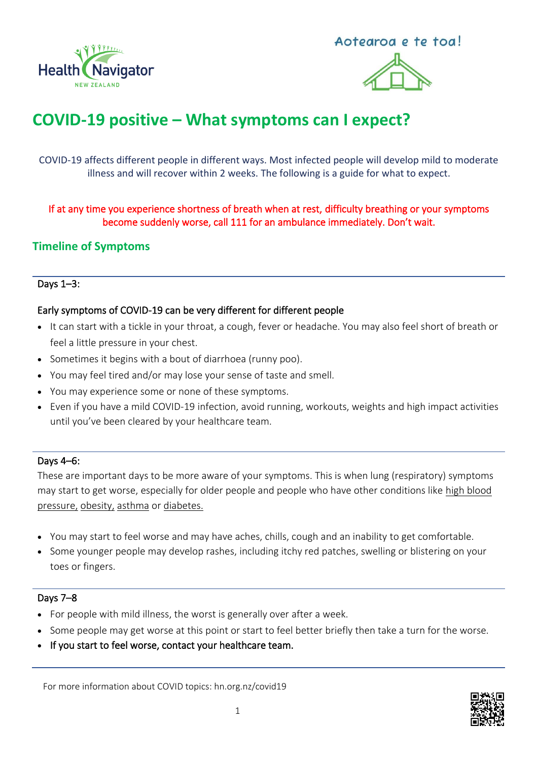Health Navigator NEW ZEALAND

Aotearoa e te toa!

# COVID-19 positive – What symptoms can I expect?

COVID-19 affects different people in different ways. Most infected people will develop mild to moderate illness and will recover within 2 weeks. The following is a guide for what to expect.

If at any time you experience shortness of breath when at rest, difficulty breathing or your symptoms become suddenly worse, call 111 for an ambulance immediately. Don't wait.

## Timeline of Symptoms

### Days 1–3:

Early symptoms of COVID-19 can be very different for different people

- It can start with a tickle in your throat, a cough, fever or headache. You may also feel short of breath or feel a little pressure in your chest.
- Sometimes it begins with a bout of diarrhoea (runny poo).
- You may feel tired and/or may lose your sense of taste and smell.
- You may experience some or none of these symptoms.
- Even if you have a mild COVID-19 infection, avoid running, workouts, weights and high impact activities until you've been cleared by your healthcare team.

### Days 4–6:

These are important days to be more aware of your symptoms. This is when lung (respiratory) symptoms may start to get worse, especially for older people and people who have other conditions like high blood pressure, obesity, asthma or diabetes.

- You may start to feel worse and may have aches, chills, cough and an inability to get comfortable.
- Some younger people may develop rashes, including itchy red patches, swelling or blistering on your toes or fingers.

### Days 7–8

- For people with mild illness, the worst is generally over after a week.
- Some people may get worse at this point or start to feel better briefly then take a turn for the worse.
- **If you start to feel worse, contact your healthcare team.**

For more information about COVID topics: hn.org.nz/covid19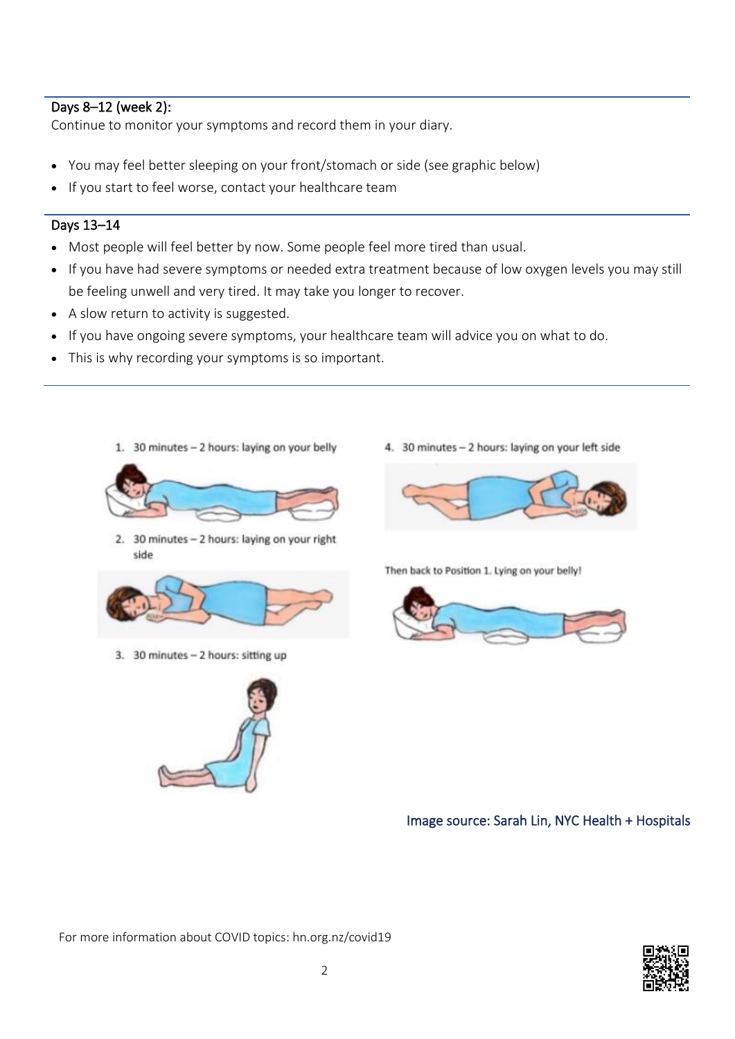### Days 8–12 (week 2):

Continue to monitor your symptoms and record them in your diary.

- You may feel better sleeping on your front/stomach or side (see graphic below)
- If you start to feel worse, contact your healthcare team

### Days 13–14

- Most people will feel better by now. Some people feel more tired than usual.
- If you have had severe symptoms or needed extra treatment because of low oxygen levels you may still be feeling unwell and very tired. It may take you longer to recover.
- A slow return to activity is suggested.
- If you have ongoing severe symptoms, your healthcare team will advice you on what to do.
- This is why recording your symptoms is so important.

1. 30 minutes – 2 hours: laying on your belly
2. 30 minutes – 2 hours: laying on your right side
3. 30 minutes – 2 hours: sitting up
4. 30 minutes – 2 hours: laying on your left side

Then back to Position 1. Lying on your belly!

Image source: Sarah Lin, NYC Health + Hospitals

For more information about COVID topics: hn.org.nz/covid19